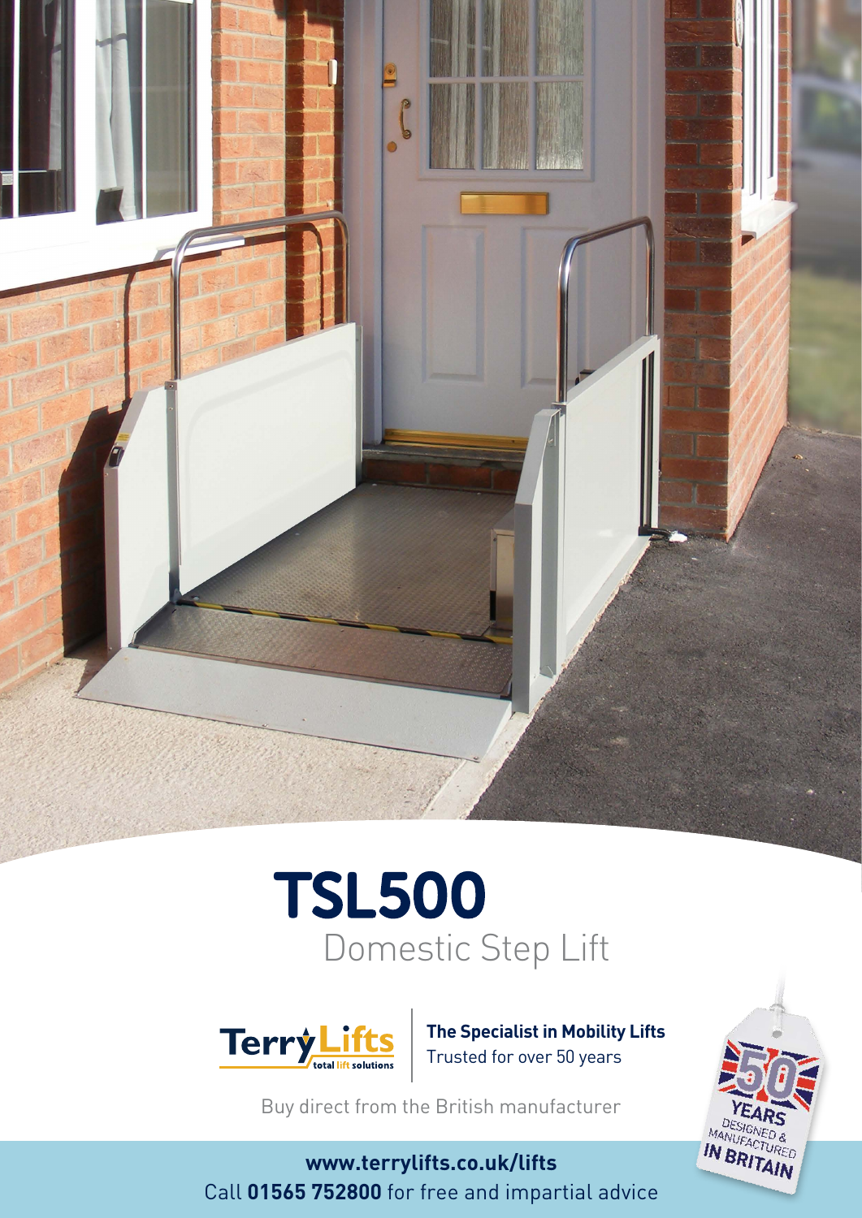# TSL500

## Domestic Step Lift

Terry Lifts total lift solutions

**The Specialist in Mobility Lifts**
Trusted for over 50 years

Buy direct from the British manufacturer

50 YEARS DESIGNED & MANUFACTURED IN BRITAIN

**www.terrylifts.co.uk/lifts**
Call **01565 752800** for free and impartial advice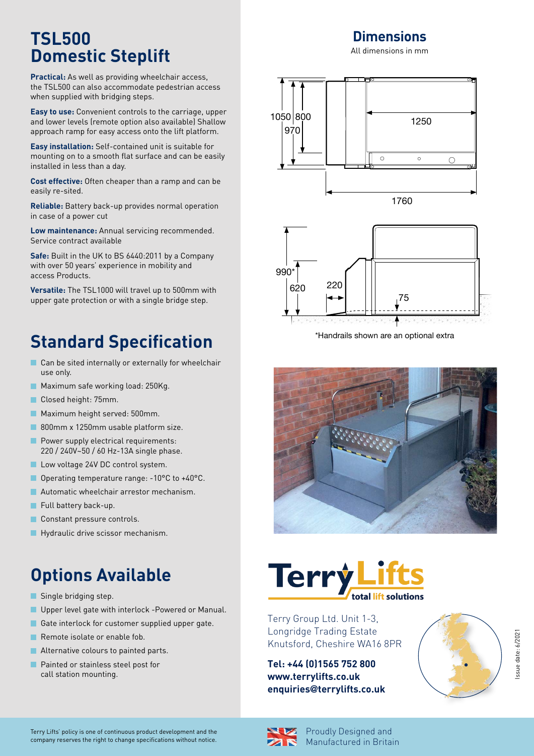# TSL500 Domestic Steplift

**Practical:** As well as providing wheelchair access, the TSL500 can also accommodate pedestrian access when supplied with bridging steps.

**Easy to use:** Convenient controls to the carriage, upper and lower levels (remote option also available) Shallow approach ramp for easy access onto the lift platform.

**Easy installation:** Self-contained unit is suitable for mounting on to a smooth flat surface and can be easily installed in less than a day.

**Cost effective:** Often cheaper than a ramp and can be easily re-sited.

**Reliable:** Battery back-up provides normal operation in case of a power cut

**Low maintenance:** Annual servicing recommended. Service contract available

**Safe:** Built in the UK to BS 6440:2011 by a Company with over 50 years' experience in mobility and access Products.

**Versatile:** The TSL1000 will travel up to 500mm with upper gate protection or with a single bridge step.

## Standard Specification

- Can be sited internally or externally for wheelchair use only.
- Maximum safe working load: 250Kg.
- Closed height: 75mm.
- Maximum height served: 500mm.
- 800mm x 1250mm usable platform size.
- Power supply electrical requirements: 220 / 240V~50 / 60 Hz-13A single phase.
- Low voltage 24V DC control system.
- Operating temperature range: -10°C to +40°C.
- Automatic wheelchair arrestor mechanism.
- Full battery back-up.
- Constant pressure controls.
- Hydraulic drive scissor mechanism.

## Options Available

- Single bridging step.
- Upper level gate with interlock -Powered or Manual.
- Gate interlock for customer supplied upper gate.
- Remote isolate or enable fob.
- Alternative colours to painted parts.
- Painted or stainless steel post for call station mounting.

## Dimensions

All dimensions in mm

1050
800
970
1250
1760

990*
620
220
75

*Handrails shown are an optional extra

Terry Lifts
total lift solutions

Terry Group Ltd. Unit 1-3,
Longridge Trading Estate
Knutsford, Cheshire WA16 8PR

**Tel: +44 (0)1565 752 800**
**www.terrylifts.co.uk**
**enquiries@terrylifts.co.uk**

Issue date: 6/2021

Terry Lifts' policy is one of continuous product development and the company reserves the right to change specifications without notice.

Proudly Designed and Manufactured in Britain